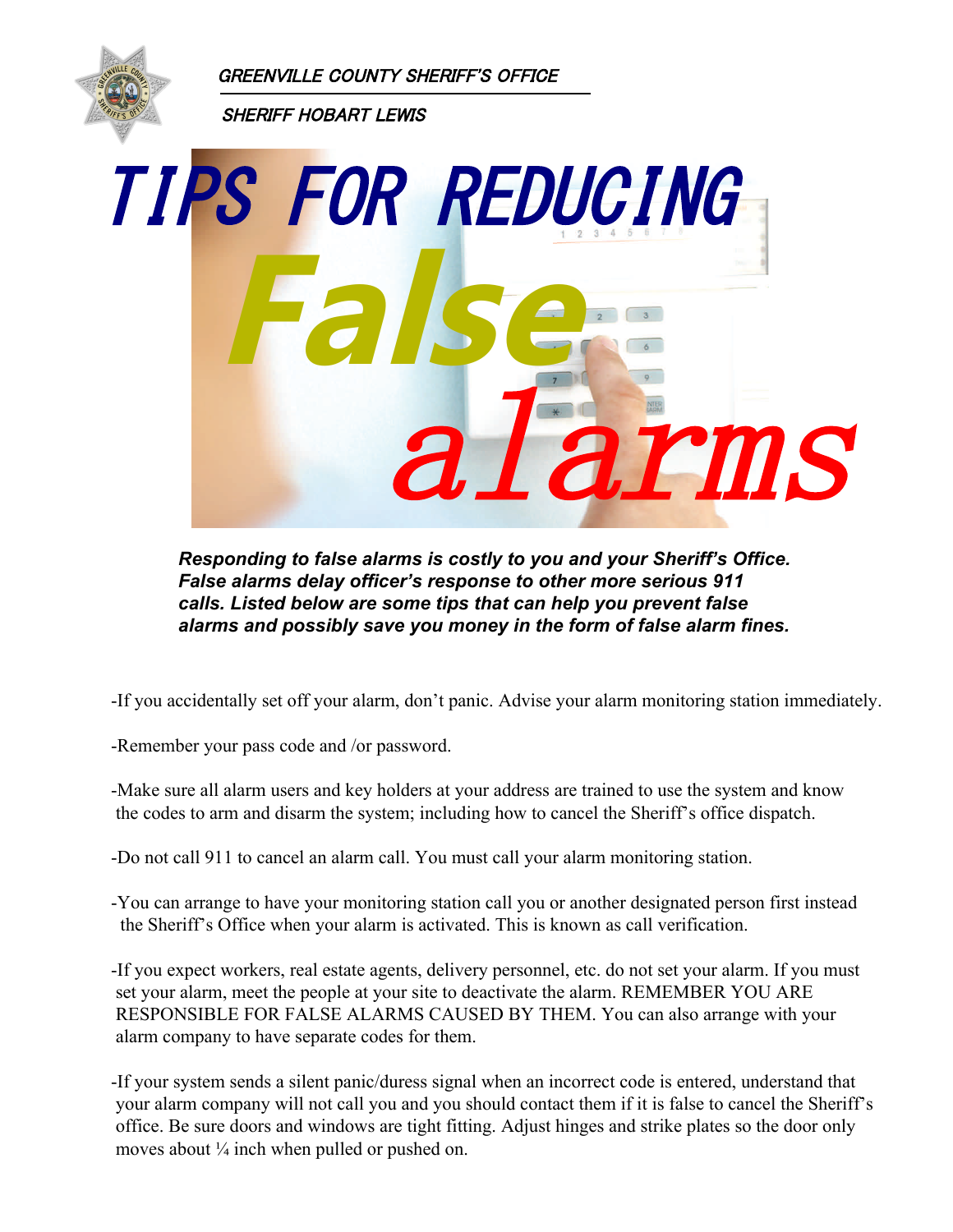GREENVILLE COUNTY SHERIFF'S OFFICE

SHERIFF HOBART LEWIS

# TIPS FOR REDUCING *False* *alarms*

***Responding to false alarms is costly to you and your Sheriff's Office. False alarms delay officer's response to other more serious 911 calls. Listed below are some tips that can help you prevent false alarms and possibly save you money in the form of false alarm fines.***

-If you accidentally set off your alarm, don't panic. Advise your alarm monitoring station immediately.

-Remember your pass code and /or password.

-Make sure all alarm users and key holders at your address are trained to use the system and know the codes to arm and disarm the system; including how to cancel the Sheriff's office dispatch.

-Do not call 911 to cancel an alarm call. You must call your alarm monitoring station.

-You can arrange to have your monitoring station call you or another designated person first instead the Sheriff's Office when your alarm is activated. This is known as call verification.

-If you expect workers, real estate agents, delivery personnel, etc. do not set your alarm. If you must set your alarm, meet the people at your site to deactivate the alarm. REMEMBER YOU ARE RESPONSIBLE FOR FALSE ALARMS CAUSED BY THEM. You can also arrange with your alarm company to have separate codes for them.

-If your system sends a silent panic/duress signal when an incorrect code is entered, understand that your alarm company will not call you and you should contact them if it is false to cancel the Sheriff's office. Be sure doors and windows are tight fitting. Adjust hinges and strike plates so the door only moves about ¼ inch when pulled or pushed on.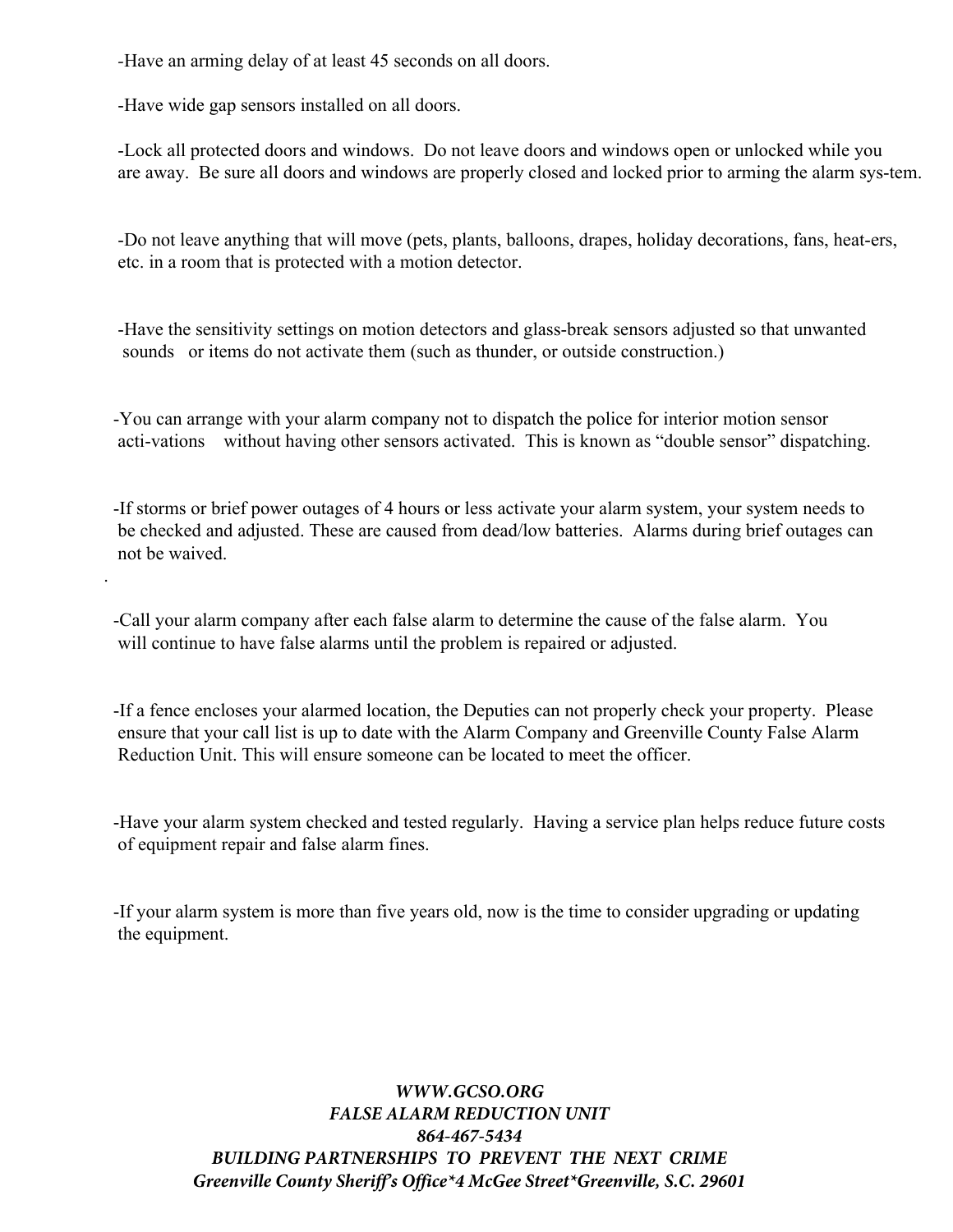-Have an arming delay of at least 45 seconds on all doors.

-Have wide gap sensors installed on all doors.

-Lock all protected doors and windows. Do not leave doors and windows open or unlocked while you are away. Be sure all doors and windows are properly closed and locked prior to arming the alarm sys-tem.

-Do not leave anything that will move (pets, plants, balloons, drapes, holiday decorations, fans, heat-ers, etc. in a room that is protected with a motion detector.

-Have the sensitivity settings on motion detectors and glass-break sensors adjusted so that unwanted sounds or items do not activate them (such as thunder, or outside construction.)

-You can arrange with your alarm company not to dispatch the police for interior motion sensor acti-vations without having other sensors activated. This is known as "double sensor" dispatching.

-If storms or brief power outages of 4 hours or less activate your alarm system, your system needs to be checked and adjusted. These are caused from dead/low batteries. Alarms during brief outages can not be waived.

-Call your alarm company after each false alarm to determine the cause of the false alarm. You will continue to have false alarms until the problem is repaired or adjusted.

-If a fence encloses your alarmed location, the Deputies can not properly check your property. Please ensure that your call list is up to date with the Alarm Company and Greenville County False Alarm Reduction Unit. This will ensure someone can be located to meet the officer.

-Have your alarm system checked and tested regularly. Having a service plan helps reduce future costs of equipment repair and false alarm fines.

-If your alarm system is more than five years old, now is the time to consider upgrading or updating the equipment.

***WWW.GCSO.ORG***

***FALSE ALARM REDUCTION UNIT***

***864-467-5434***

***BUILDING PARTNERSHIPS TO PREVENT THE NEXT CRIME***

***Greenville County Sheriff's Office*4 McGee Street*Greenville, S.C. 29601***